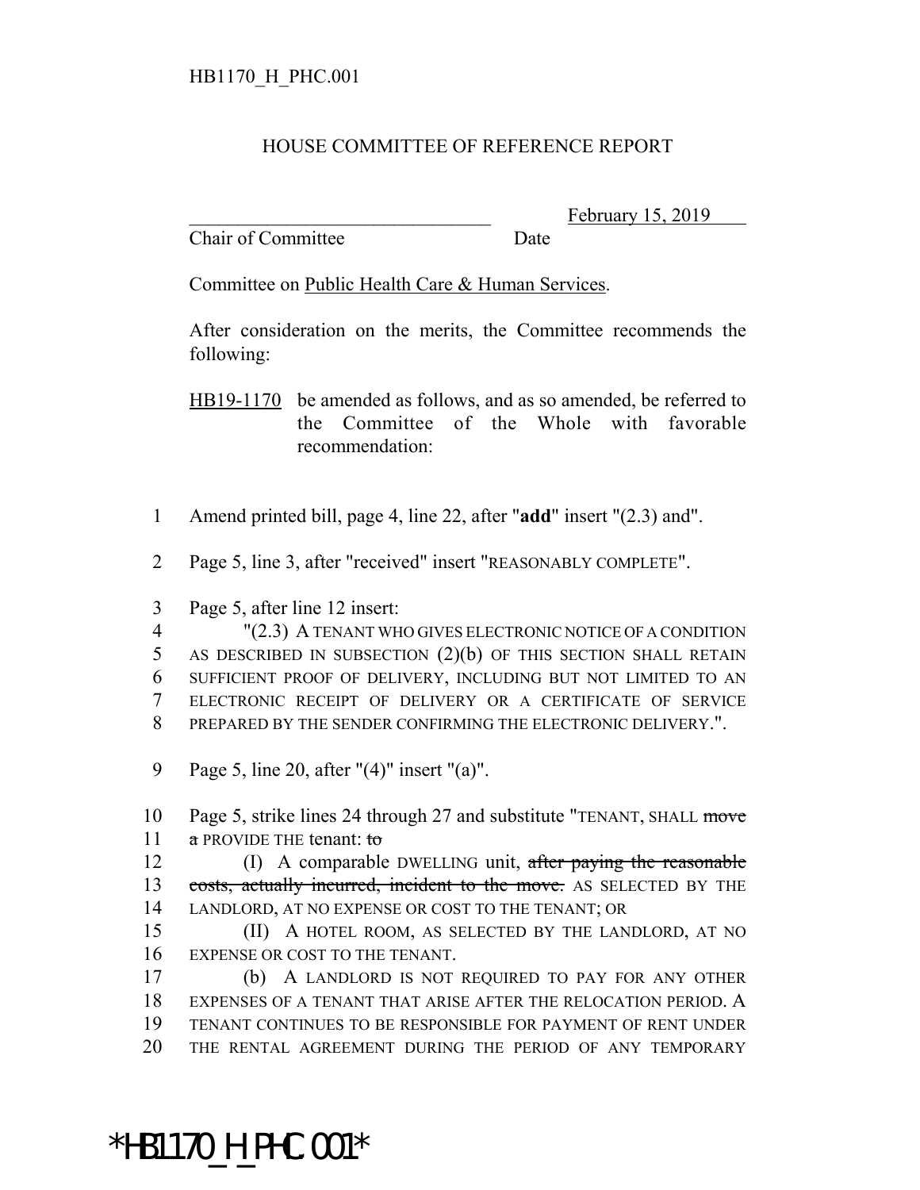HB1170_H_PHC.001

HOUSE COMMITTEE OF REFERENCE REPORT

_________________________________ February 15, 2019
Chair of Committee Date

Committee on Public Health Care & Human Services.

After consideration on the merits, the Committee recommends the following:

HB19-1170 be amended as follows, and as so amended, be referred to the Committee of the Whole with favorable recommendation:

1 Amend printed bill, page 4, line 22, after "**add**" insert "(2.3) and".

2 Page 5, line 3, after "received" insert "REASONABLY COMPLETE".

3 Page 5, after line 12 insert:
4 "(2.3) A TENANT WHO GIVES ELECTRONIC NOTICE OF A CONDITION
5 AS DESCRIBED IN SUBSECTION (2)(b) OF THIS SECTION SHALL RETAIN
6 SUFFICIENT PROOF OF DELIVERY, INCLUDING BUT NOT LIMITED TO AN
7 ELECTRONIC RECEIPT OF DELIVERY OR A CERTIFICATE OF SERVICE
8 PREPARED BY THE SENDER CONFIRMING THE ELECTRONIC DELIVERY.".

9 Page 5, line 20, after "(4)" insert "(a)".

10 Page 5, strike lines 24 through 27 and substitute "TENANT, SHALL ~~move~~
11 ~~a~~ PROVIDE THE tenant: ~~to~~
12 (I) A comparable DWELLING unit, ~~after paying the reasonable~~
13 ~~costs, actually incurred, incident to the move.~~ AS SELECTED BY THE
14 LANDLORD, AT NO EXPENSE OR COST TO THE TENANT; OR
15 (II) A HOTEL ROOM, AS SELECTED BY THE LANDLORD, AT NO
16 EXPENSE OR COST TO THE TENANT.
17 (b) A LANDLORD IS NOT REQUIRED TO PAY FOR ANY OTHER
18 EXPENSES OF A TENANT THAT ARISE AFTER THE RELOCATION PERIOD. A
19 TENANT CONTINUES TO BE RESPONSIBLE FOR PAYMENT OF RENT UNDER
20 THE RENTAL AGREEMENT DURING THE PERIOD OF ANY TEMPORARY

*HB1170_H_PHC.001*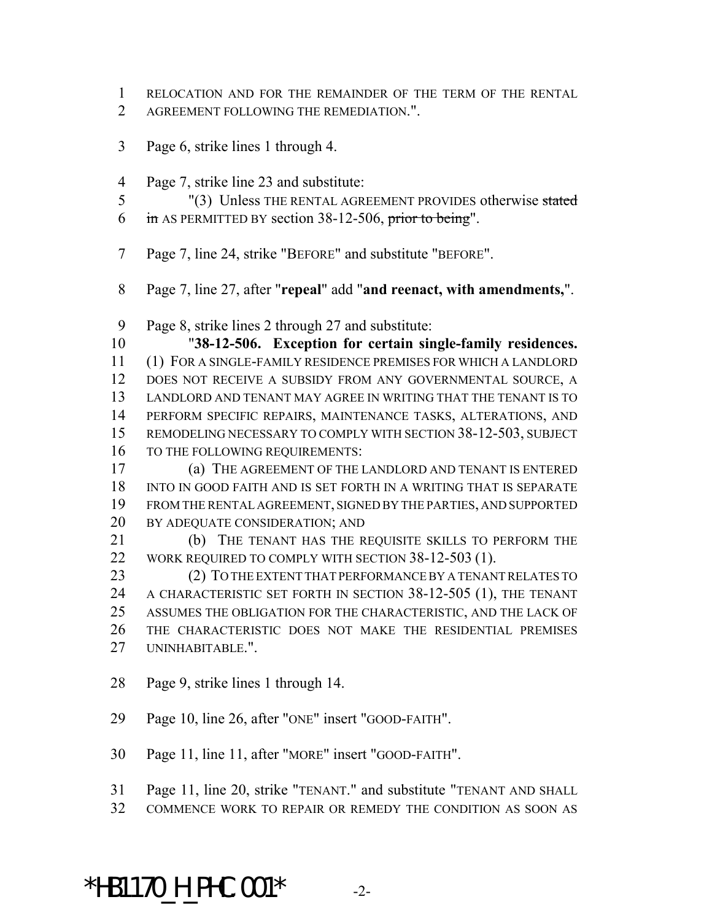RELOCATION AND FOR THE REMAINDER OF THE TERM OF THE RENTAL AGREEMENT FOLLOWING THE REMEDIATION.".

Page 6, strike lines 1 through 4.

Page 7, strike line 23 and substitute:

"(3) Unless THE RENTAL AGREEMENT PROVIDES otherwise ~~stated in~~ AS PERMITTED BY section 38-12-506, ~~prior to being~~".

Page 7, line 24, strike "BEFORE" and substitute "BEFORE".

Page 7, line 27, after "**repeal**" add "**and reenact, with amendments,**".

Page 8, strike lines 2 through 27 and substitute:

"**38-12-506. Exception for certain single-family residences.** (1) FOR A SINGLE-FAMILY RESIDENCE PREMISES FOR WHICH A LANDLORD DOES NOT RECEIVE A SUBSIDY FROM ANY GOVERNMENTAL SOURCE, A LANDLORD AND TENANT MAY AGREE IN WRITING THAT THE TENANT IS TO PERFORM SPECIFIC REPAIRS, MAINTENANCE TASKS, ALTERATIONS, AND REMODELING NECESSARY TO COMPLY WITH SECTION 38-12-503, SUBJECT TO THE FOLLOWING REQUIREMENTS:

(a) THE AGREEMENT OF THE LANDLORD AND TENANT IS ENTERED INTO IN GOOD FAITH AND IS SET FORTH IN A WRITING THAT IS SEPARATE FROM THE RENTAL AGREEMENT, SIGNED BY THE PARTIES, AND SUPPORTED BY ADEQUATE CONSIDERATION; AND

(b) THE TENANT HAS THE REQUISITE SKILLS TO PERFORM THE WORK REQUIRED TO COMPLY WITH SECTION 38-12-503 (1).

(2) TO THE EXTENT THAT PERFORMANCE BY A TENANT RELATES TO A CHARACTERISTIC SET FORTH IN SECTION 38-12-505 (1), THE TENANT ASSUMES THE OBLIGATION FOR THE CHARACTERISTIC, AND THE LACK OF THE CHARACTERISTIC DOES NOT MAKE THE RESIDENTIAL PREMISES UNINHABITABLE.".

Page 9, strike lines 1 through 14.

Page 10, line 26, after "ONE" insert "GOOD-FAITH".

Page 11, line 11, after "MORE" insert "GOOD-FAITH".

Page 11, line 20, strike "TENANT." and substitute "TENANT AND SHALL COMMENCE WORK TO REPAIR OR REMEDY THE CONDITION AS SOON AS

*HB1170_H_PHC.001*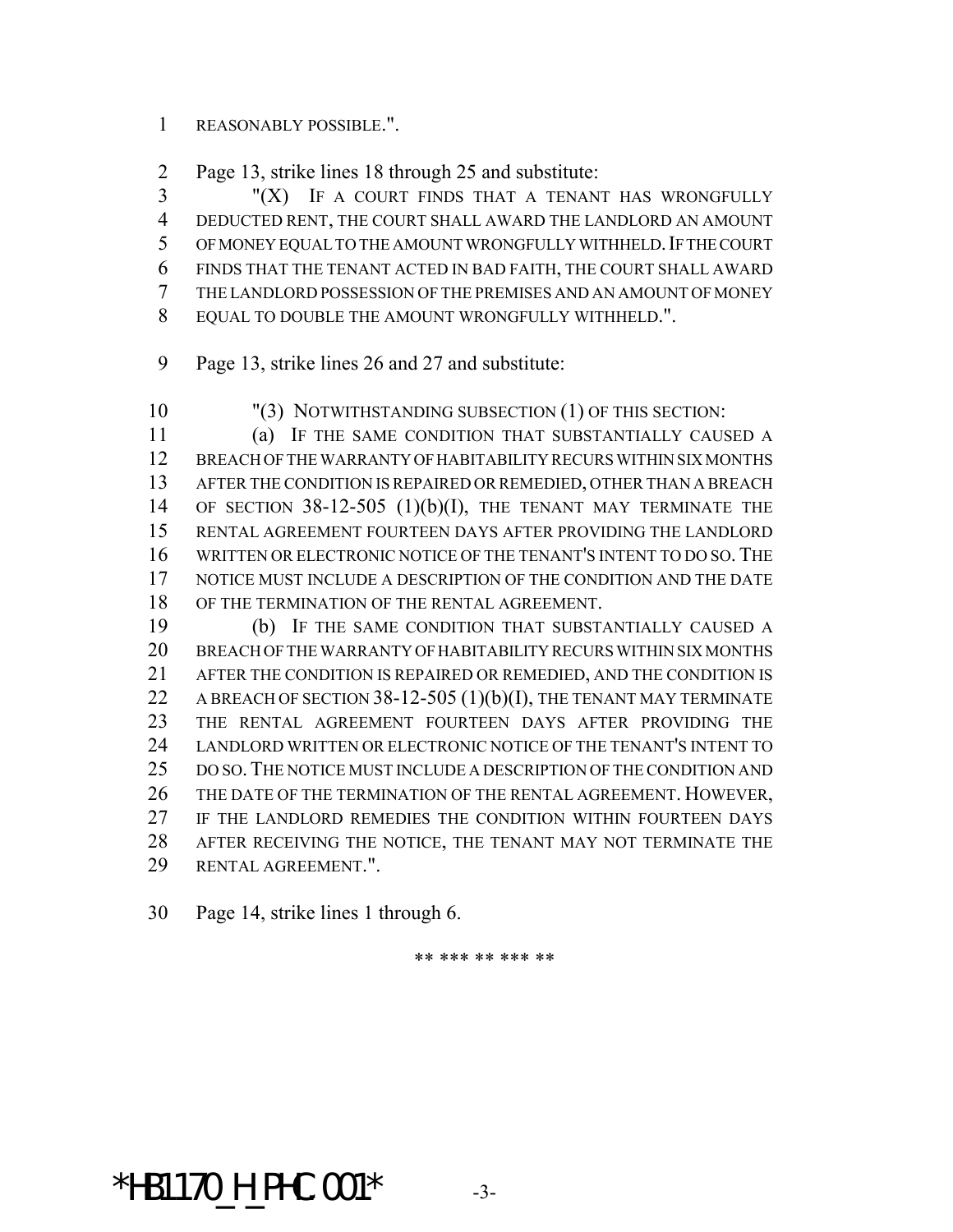REASONABLY POSSIBLE.".

Page 13, strike lines 18 through 25 and substitute:

"(X) IF A COURT FINDS THAT A TENANT HAS WRONGFULLY DEDUCTED RENT, THE COURT SHALL AWARD THE LANDLORD AN AMOUNT OF MONEY EQUAL TO THE AMOUNT WRONGFULLY WITHHELD. IF THE COURT FINDS THAT THE TENANT ACTED IN BAD FAITH, THE COURT SHALL AWARD THE LANDLORD POSSESSION OF THE PREMISES AND AN AMOUNT OF MONEY EQUAL TO DOUBLE THE AMOUNT WRONGFULLY WITHHELD.".

Page 13, strike lines 26 and 27 and substitute:

"(3) NOTWITHSTANDING SUBSECTION (1) OF THIS SECTION:

(a) IF THE SAME CONDITION THAT SUBSTANTIALLY CAUSED A BREACH OF THE WARRANTY OF HABITABILITY RECURS WITHIN SIX MONTHS AFTER THE CONDITION IS REPAIRED OR REMEDIED, OTHER THAN A BREACH OF SECTION 38-12-505 (1)(b)(I), THE TENANT MAY TERMINATE THE RENTAL AGREEMENT FOURTEEN DAYS AFTER PROVIDING THE LANDLORD WRITTEN OR ELECTRONIC NOTICE OF THE TENANT'S INTENT TO DO SO. THE NOTICE MUST INCLUDE A DESCRIPTION OF THE CONDITION AND THE DATE OF THE TERMINATION OF THE RENTAL AGREEMENT.

(b) IF THE SAME CONDITION THAT SUBSTANTIALLY CAUSED A BREACH OF THE WARRANTY OF HABITABILITY RECURS WITHIN SIX MONTHS AFTER THE CONDITION IS REPAIRED OR REMEDIED, AND THE CONDITION IS A BREACH OF SECTION 38-12-505 (1)(b)(I), THE TENANT MAY TERMINATE THE RENTAL AGREEMENT FOURTEEN DAYS AFTER PROVIDING THE LANDLORD WRITTEN OR ELECTRONIC NOTICE OF THE TENANT'S INTENT TO DO SO. THE NOTICE MUST INCLUDE A DESCRIPTION OF THE CONDITION AND THE DATE OF THE TERMINATION OF THE RENTAL AGREEMENT. HOWEVER, IF THE LANDLORD REMEDIES THE CONDITION WITHIN FOURTEEN DAYS AFTER RECEIVING THE NOTICE, THE TENANT MAY NOT TERMINATE THE RENTAL AGREEMENT.".

Page 14, strike lines 1 through 6.

** *** ** *** **